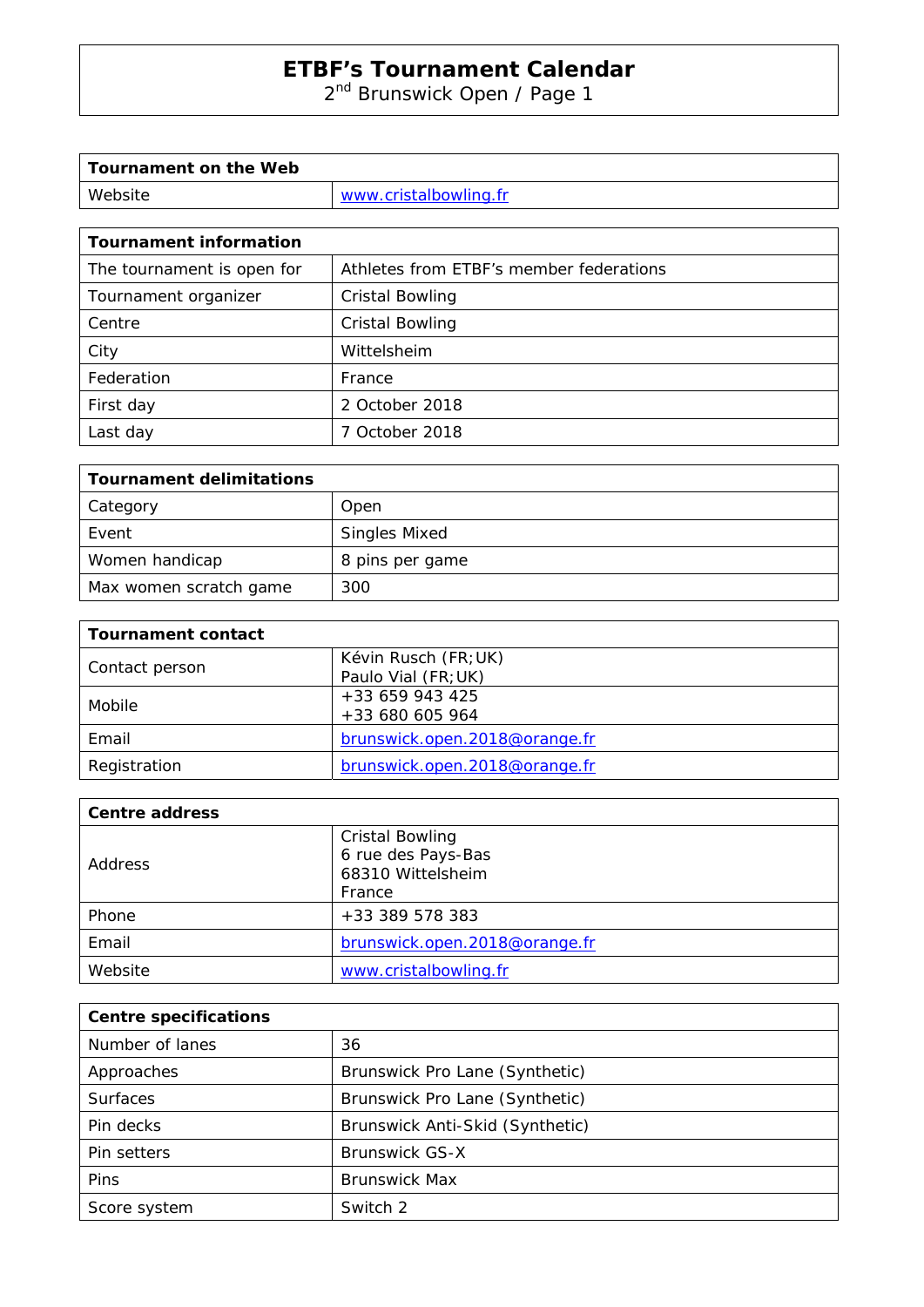# ETBF's Tournament Calendar

2nd Brunswick Open / Page 1

| Tournament on the Web | |
|---|---|
| Website | www.cristalbowling.fr |

| Tournament information | |
|---|---|
| The tournament is open for | Athletes from ETBF's member federations |
| Tournament organizer | Cristal Bowling |
| Centre | Cristal Bowling |
| City | Wittelsheim |
| Federation | France |
| First day | 2 October 2018 |
| Last day | 7 October 2018 |

| Tournament delimitations | |
|---|---|
| Category | Open |
| Event | Singles Mixed |
| Women handicap | 8 pins per game |
| Max women scratch game | 300 |

| Tournament contact | |
|---|---|
| Contact person | Kévin Rusch (FR;UK)<br>Paulo Vial (FR;UK) |
| Mobile | +33 659 943 425<br>+33 680 605 964 |
| Email | brunswick.open.2018@orange.fr |
| Registration | brunswick.open.2018@orange.fr |

| Centre address | |
|---|---|
| Address | Cristal Bowling<br>6 rue des Pays-Bas<br>68310 Wittelsheim<br>France |
| Phone | +33 389 578 383 |
| Email | brunswick.open.2018@orange.fr |
| Website | www.cristalbowling.fr |

| Centre specifications | |
|---|---|
| Number of lanes | 36 |
| Approaches | Brunswick Pro Lane (Synthetic) |
| Surfaces | Brunswick Pro Lane (Synthetic) |
| Pin decks | Brunswick Anti-Skid (Synthetic) |
| Pin setters | Brunswick GS-X |
| Pins | Brunswick Max |
| Score system | Switch 2 |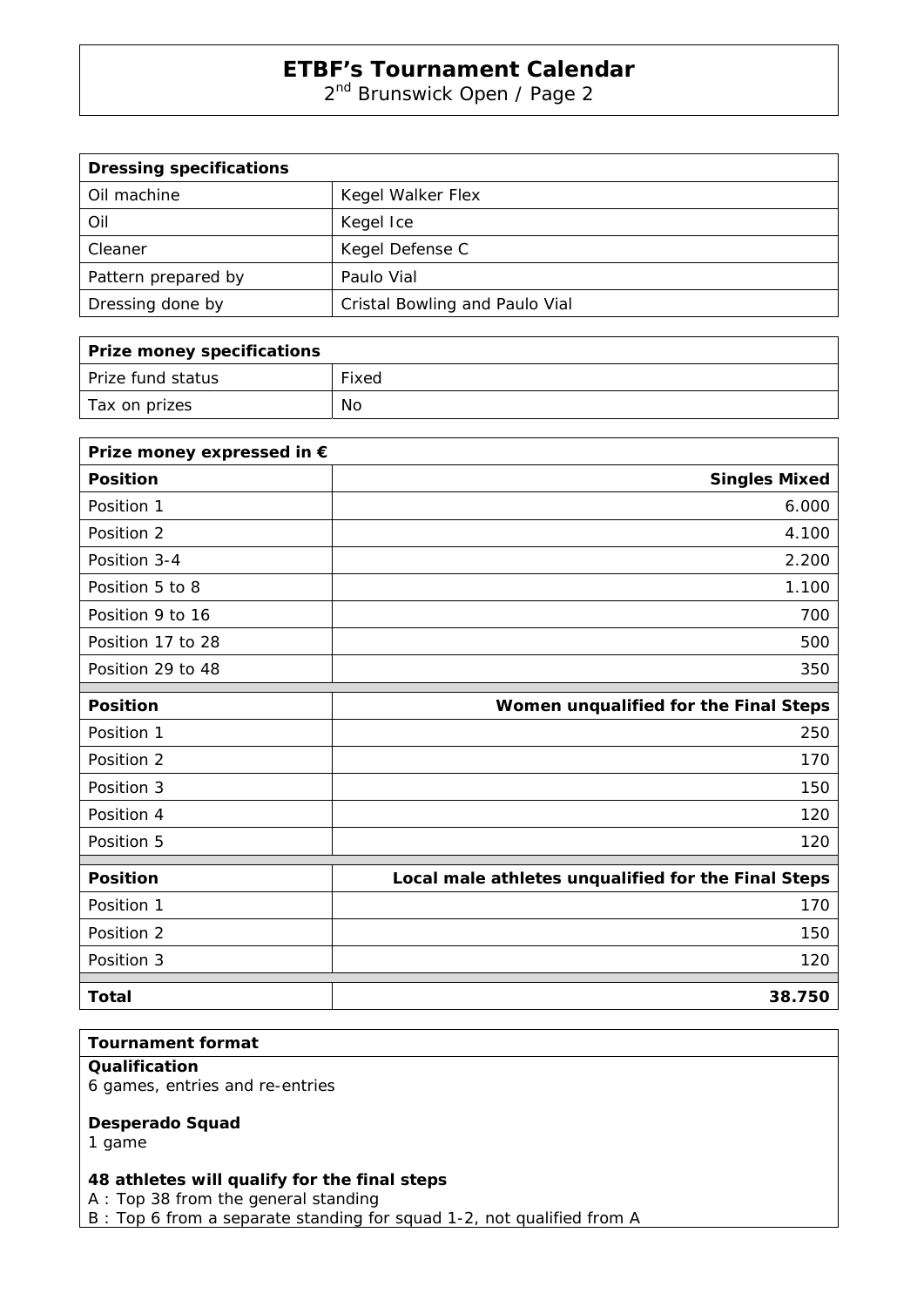# ETBF's Tournament Calendar

2nd Brunswick Open / Page 2

| Dressing specifications | |
|---|---|
| Oil machine | Kegel Walker Flex |
| Oil | Kegel Ice |
| Cleaner | Kegel Defense C |
| Pattern prepared by | Paulo Vial |
| Dressing done by | Cristal Bowling and Paulo Vial |

| Prize money specifications | |
|---|---|
| Prize fund status | Fixed |
| Tax on prizes | No |

| Prize money expressed in € | |
|---|---|
| **Position** | **Singles Mixed** |
| Position 1 | 6.000 |
| Position 2 | 4.100 |
| Position 3-4 | 2.200 |
| Position 5 to 8 | 1.100 |
| Position 9 to 16 | 700 |
| Position 17 to 28 | 500 |
| Position 29 to 48 | 350 |
| **Position** | **Women unqualified for the Final Steps** |
| Position 1 | 250 |
| Position 2 | 170 |
| Position 3 | 150 |
| Position 4 | 120 |
| Position 5 | 120 |
| **Position** | **Local male athletes unqualified for the Final Steps** |
| Position 1 | 170 |
| Position 2 | 150 |
| Position 3 | 120 |
| **Total** | **38.750** |

**Tournament format**

**Qualification**
6 games, entries and re-entries

**Desperado Squad**
1 game

**48 athletes will qualify for the final steps**
A : Top 38 from the general standing
B : Top 6 from a separate standing for squad 1-2, not qualified from A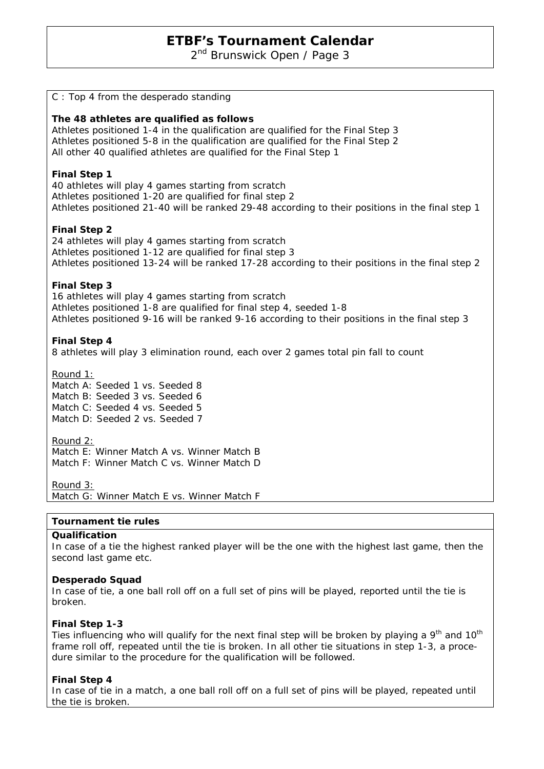C : Top 4 from the desperado standing

**The 48 athletes are qualified as follows**
Athletes positioned 1-4 in the qualification are qualified for the Final Step 3
Athletes positioned 5-8 in the qualification are qualified for the Final Step 2
All other 40 qualified athletes are qualified for the Final Step 1

**Final Step 1**
40 athletes will play 4 games starting from scratch
Athletes positioned 1-20 are qualified for final step 2
Athletes positioned 21-40 will be ranked 29-48 according to their positions in the final step 1

**Final Step 2**
24 athletes will play 4 games starting from scratch
Athletes positioned 1-12 are qualified for final step 3
Athletes positioned 13-24 will be ranked 17-28 according to their positions in the final step 2

**Final Step 3**
16 athletes will play 4 games starting from scratch
Athletes positioned 1-8 are qualified for final step 4, seeded 1-8
Athletes positioned 9-16 will be ranked 9-16 according to their positions in the final step 3

**Final Step 4**
8 athletes will play 3 elimination round, each over 2 games total pin fall to count

<u>Round 1:</u>
Match A: Seeded 1 vs. Seeded 8
Match B: Seeded 3 vs. Seeded 6
Match C: Seeded 4 vs. Seeded 5
Match D: Seeded 2 vs. Seeded 7

<u>Round 2:</u>
Match E: Winner Match A vs. Winner Match B
Match F: Winner Match C vs. Winner Match D

<u>Round 3:</u>
Match G: Winner Match E vs. Winner Match F

**Tournament tie rules**

**Qualification**
In case of a tie the highest ranked player will be the one with the highest last game, then the second last game etc.

**Desperado Squad**
In case of tie, a one ball roll off on a full set of pins will be played, reported until the tie is broken.

**Final Step 1-3**
Ties influencing who will qualify for the next final step will be broken by playing a 9th and 10th frame roll off, repeated until the tie is broken. In all other tie situations in step 1-3, a procedure similar to the procedure for the qualification will be followed.

**Final Step 4**
In case of tie in a match, a one ball roll off on a full set of pins will be played, repeated until the tie is broken.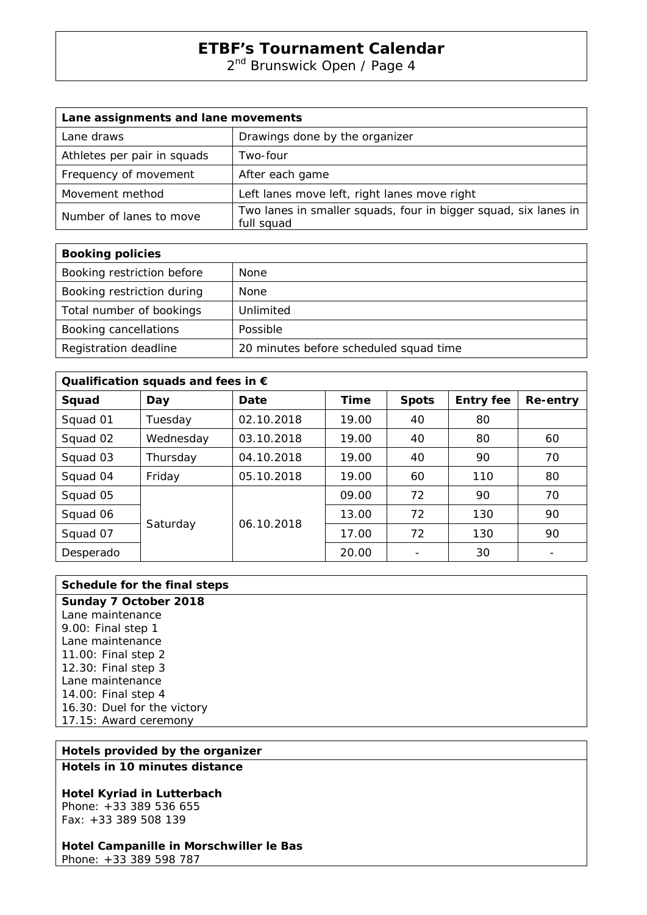# ETBF's Tournament Calendar

2nd Brunswick Open / Page 4

| Lane assignments and lane movements | |
|---|---|
| Lane draws | Drawings done by the organizer |
| Athletes per pair in squads | Two-four |
| Frequency of movement | After each game |
| Movement method | Left lanes move left, right lanes move right |
| Number of lanes to move | Two lanes in smaller squads, four in bigger squad, six lanes in full squad |

| Booking policies | |
|---|---|
| Booking restriction before | None |
| Booking restriction during | None |
| Total number of bookings | Unlimited |
| Booking cancellations | Possible |
| Registration deadline | 20 minutes before scheduled squad time |

**Qualification squads and fees in €**

| Squad | Day | Date | Time | Spots | Entry fee | Re-entry |
|---|---|---|---|---|---|---|
| Squad 01 | Tuesday | 02.10.2018 | 19.00 | 40 | 80 | |
| Squad 02 | Wednesday | 03.10.2018 | 19.00 | 40 | 80 | 60 |
| Squad 03 | Thursday | 04.10.2018 | 19.00 | 40 | 90 | 70 |
| Squad 04 | Friday | 05.10.2018 | 19.00 | 60 | 110 | 80 |
| Squad 05 | Saturday | 06.10.2018 | 09.00 | 72 | 90 | 70 |
| Squad 06 | | | 13.00 | 72 | 130 | 90 |
| Squad 07 | | | 17.00 | 72 | 130 | 90 |
| Desperado | | | 20.00 | - | 30 | - |

**Schedule for the final steps**

**Sunday 7 October 2018**
Lane maintenance
9.00: Final step 1
Lane maintenance
11.00: Final step 2
12.30: Final step 3
Lane maintenance
14.00: Final step 4
16.30: Duel for the victory
17.15: Award ceremony

**Hotels provided by the organizer**

**Hotels in 10 minutes distance**

**Hotel Kyriad in Lutterbach**
Phone: +33 389 536 655
Fax: +33 389 508 139

**Hotel Campanille in Morschwiller le Bas**
Phone: +33 389 598 787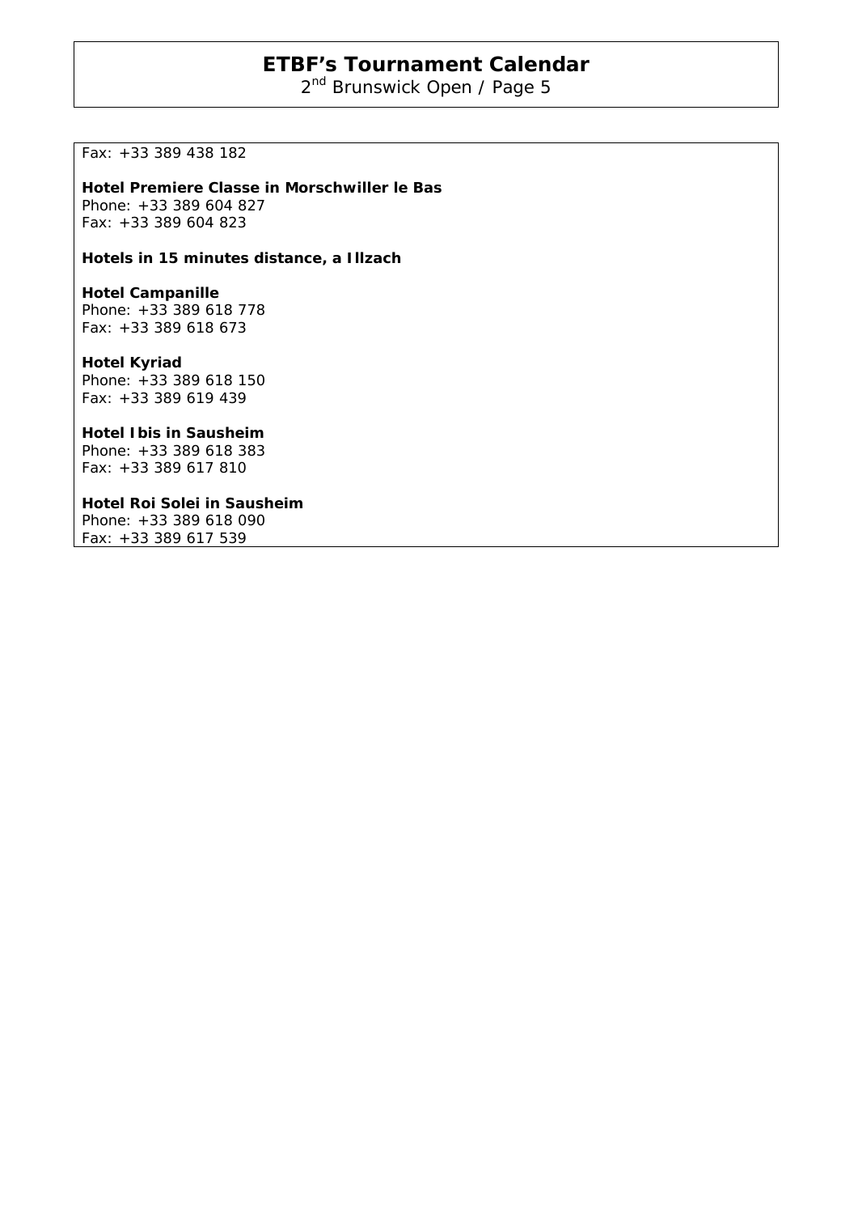Fax: +33 389 438 182

**Hotel Premiere Classe in Morschwiller le Bas**
Phone: +33 389 604 827
Fax: +33 389 604 823

**Hotels in 15 minutes distance, a Illzach**

**Hotel Campanille**
Phone: +33 389 618 778
Fax: +33 389 618 673

**Hotel Kyriad**
Phone: +33 389 618 150
Fax: +33 389 619 439

**Hotel Ibis in Sausheim**
Phone: +33 389 618 383
Fax: +33 389 617 810

**Hotel Roi Solei in Sausheim**
Phone: +33 389 618 090
Fax: +33 389 617 539